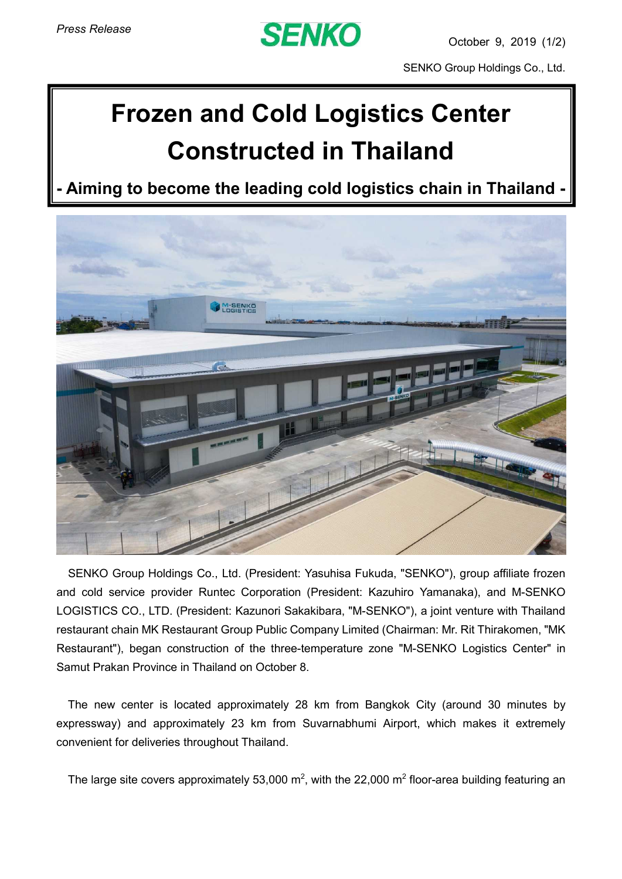*Press Release*

**SENKO**

October 9, 2019

SENKO Group Holdings Co., Ltd.

# Frozen and Cold Logistics Center Constructed in Thailand

## - Aiming to become the leading cold logistics chain in Thailand -

SENKO Group Holdings Co., Ltd. (President: Yasuhisa Fukuda, "SENKO"), group affiliate frozen and cold service provider Runtec Corporation (President: Kazuhiro Yamanaka), and M-SENKO LOGISTICS CO., LTD. (President: Kazunori Sakakibara, "M-SENKO"), a joint venture with Thailand restaurant chain MK Restaurant Group Public Company Limited (Chairman: Mr. Rit Thirakomen, "MK Restaurant"), began construction of the three-temperature zone "M-SENKO Logistics Center" in Samut Prakan Province in Thailand on October 8.

The new center is located approximately 28 km from Bangkok City (around 30 minutes by expressway) and approximately 23 km from Suvarnabhumi Airport, which makes it extremely convenient for deliveries throughout Thailand.

The large site covers approximately 53,000 m$^2$, with the 22,000 m$^2$ floor-area building featuring an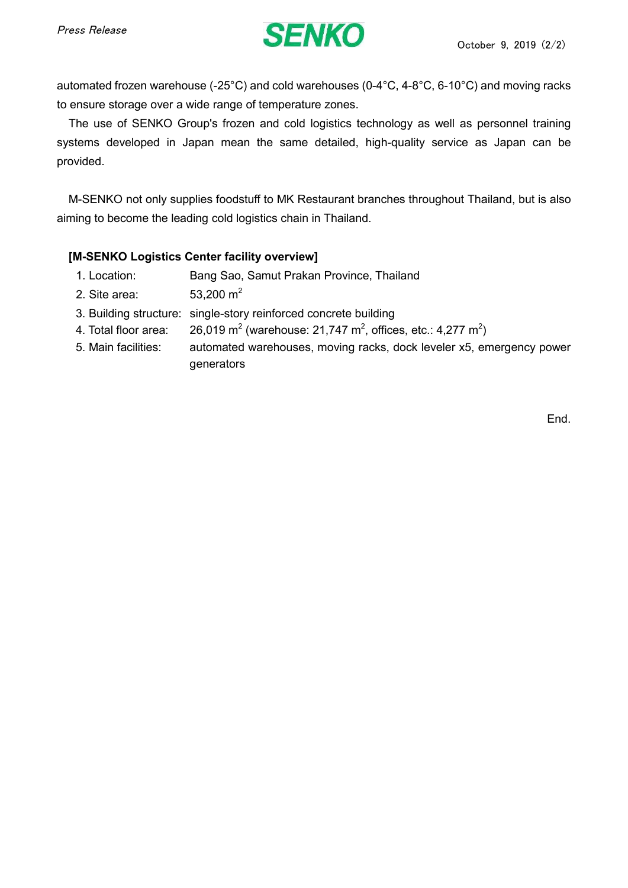automated frozen warehouse (-25°C) and cold warehouses (0-4°C, 4-8°C, 6-10°C) and moving racks to ensure storage over a wide range of temperature zones.

The use of SENKO Group's frozen and cold logistics technology as well as personnel training systems developed in Japan mean the same detailed, high-quality service as Japan can be provided.

M-SENKO not only supplies foodstuff to MK Restaurant branches throughout Thailand, but is also aiming to become the leading cold logistics chain in Thailand.

**[M-SENKO Logistics Center facility overview]**

1. Location: Bang Sao, Samut Prakan Province, Thailand
2. Site area: 53,200 $m^2$
3. Building structure: single-story reinforced concrete building
4. Total floor area: 26,019 $m^2$ (warehouse: 21,747 $m^2$, offices, etc.: 4,277 $m^2$)
5. Main facilities: automated warehouses, moving racks, dock leveler x5, emergency power generators

End.